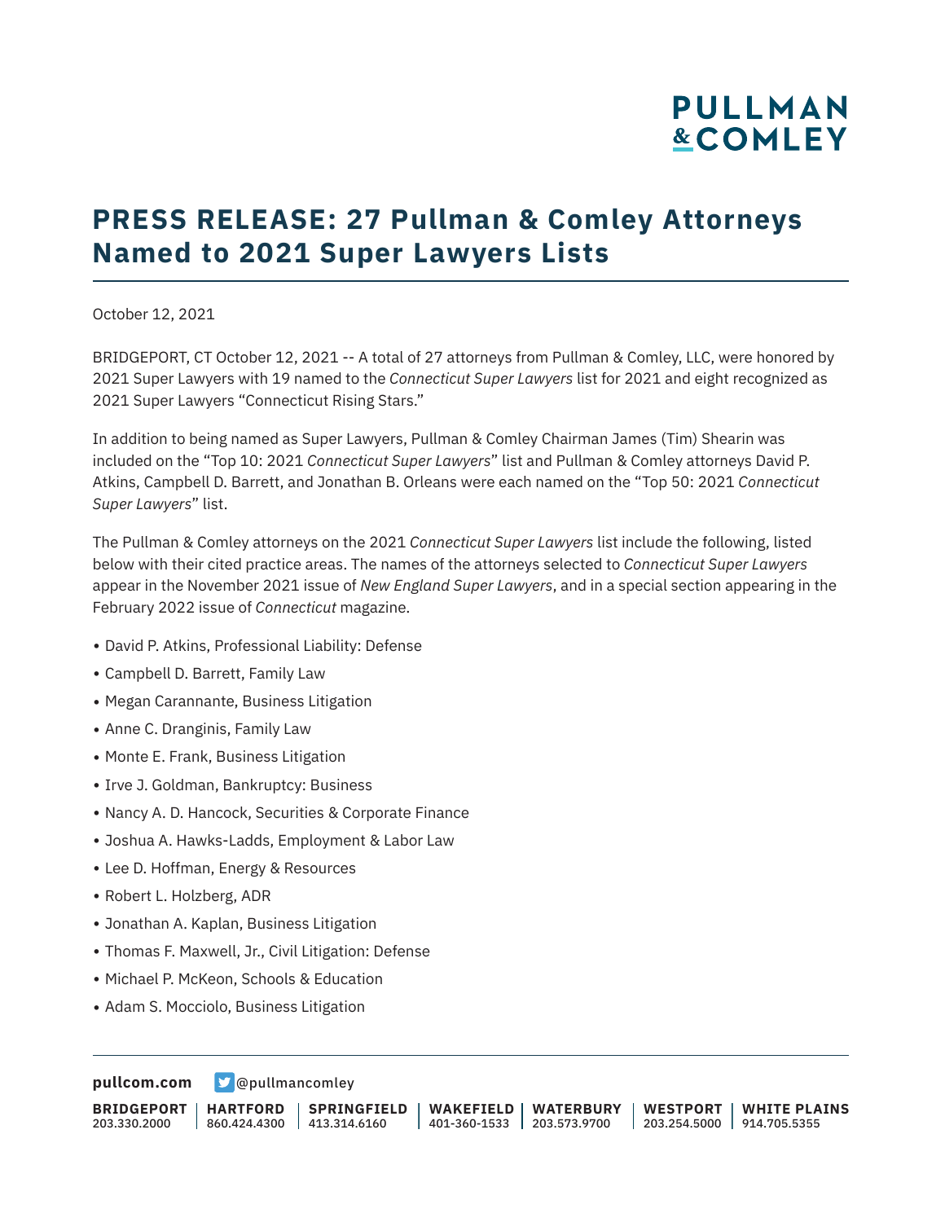# PRESS RELEASE: 27 Pullman & Comley Attorneys Named to 2021 Super Lawyers Lists

October 12, 2021

BRIDGEPORT, CT October 12, 2021 -- A total of 27 attorneys from Pullman & Comley, LLC, were honored by 2021 Super Lawyers with 19 named to the *Connecticut Super Lawyers* list for 2021 and eight recognized as 2021 Super Lawyers "Connecticut Rising Stars."

In addition to being named as Super Lawyers, Pullman & Comley Chairman James (Tim) Shearin was included on the "Top 10: 2021 *Connecticut Super Lawyers*" list and Pullman & Comley attorneys David P. Atkins, Campbell D. Barrett, and Jonathan B. Orleans were each named on the "Top 50: 2021 *Connecticut Super Lawyers*" list.

The Pullman & Comley attorneys on the 2021 *Connecticut Super Lawyers* list include the following, listed below with their cited practice areas. The names of the attorneys selected to *Connecticut Super Lawyers* appear in the November 2021 issue of *New England Super Lawyers*, and in a special section appearing in the February 2022 issue of *Connecticut* magazine.

- David P. Atkins, Professional Liability: Defense
- Campbell D. Barrett, Family Law
- Megan Carannante, Business Litigation
- Anne C. Dranginis, Family Law
- Monte E. Frank, Business Litigation
- Irve J. Goldman, Bankruptcy: Business
- Nancy A. D. Hancock, Securities & Corporate Finance
- Joshua A. Hawks-Ladds, Employment & Labor Law
- Lee D. Hoffman, Energy & Resources
- Robert L. Holzberg, ADR
- Jonathan A. Kaplan, Business Litigation
- Thomas F. Maxwell, Jr., Civil Litigation: Defense
- Michael P. McKeon, Schools & Education
- Adam S. Mocciolo, Business Litigation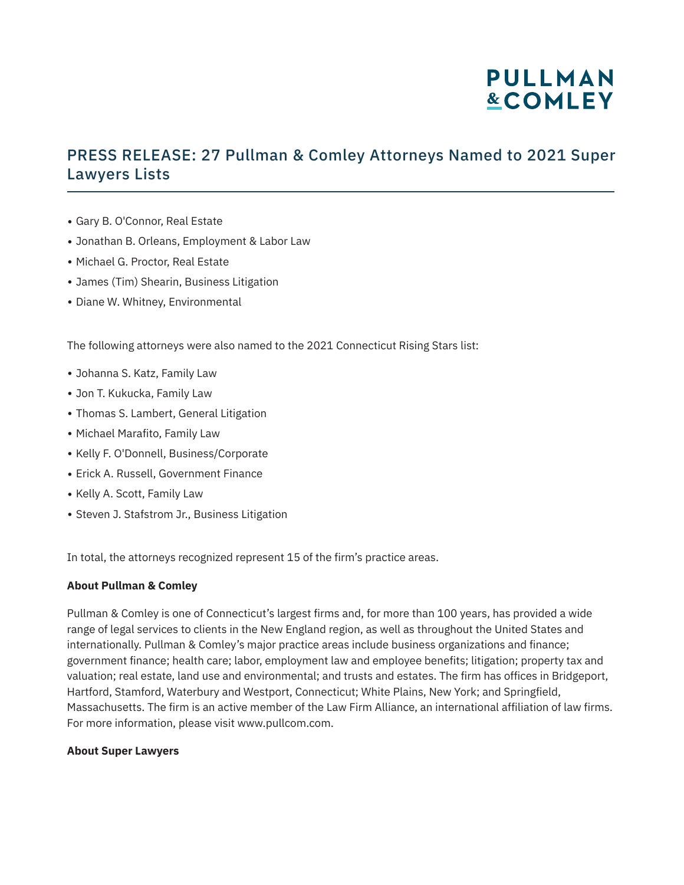# PRESS RELEASE: 27 Pullman & Comley Attorneys Named to 2021 Super Lawyers Lists

- Gary B. O'Connor, Real Estate
- Jonathan B. Orleans, Employment & Labor Law
- Michael G. Proctor, Real Estate
- James (Tim) Shearin, Business Litigation
- Diane W. Whitney, Environmental

The following attorneys were also named to the 2021 Connecticut Rising Stars list:

- Johanna S. Katz, Family Law
- Jon T. Kukucka, Family Law
- Thomas S. Lambert, General Litigation
- Michael Marafito, Family Law
- Kelly F. O'Donnell, Business/Corporate
- Erick A. Russell, Government Finance
- Kelly A. Scott, Family Law
- Steven J. Stafstrom Jr., Business Litigation

In total, the attorneys recognized represent 15 of the firm's practice areas.

**About Pullman & Comley**

Pullman & Comley is one of Connecticut's largest firms and, for more than 100 years, has provided a wide range of legal services to clients in the New England region, as well as throughout the United States and internationally. Pullman & Comley's major practice areas include business organizations and finance; government finance; health care; labor, employment law and employee benefits; litigation; property tax and valuation; real estate, land use and environmental; and trusts and estates. The firm has offices in Bridgeport, Hartford, Stamford, Waterbury and Westport, Connecticut; White Plains, New York; and Springfield, Massachusetts. The firm is an active member of the Law Firm Alliance, an international affiliation of law firms. For more information, please visit www.pullcom.com.

**About Super Lawyers**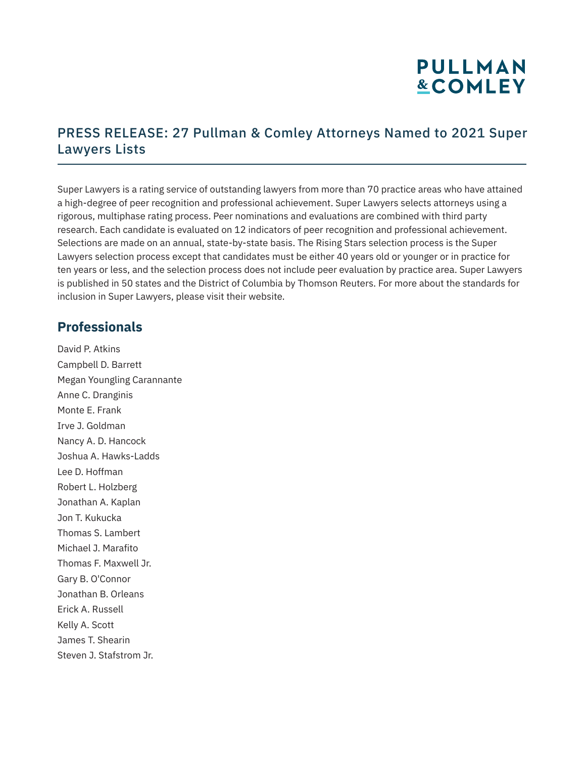# PRESS RELEASE: 27 Pullman & Comley Attorneys Named to 2021 Super Lawyers Lists

Super Lawyers is a rating service of outstanding lawyers from more than 70 practice areas who have attained a high-degree of peer recognition and professional achievement. Super Lawyers selects attorneys using a rigorous, multiphase rating process. Peer nominations and evaluations are combined with third party research. Each candidate is evaluated on 12 indicators of peer recognition and professional achievement. Selections are made on an annual, state-by-state basis. The Rising Stars selection process is the Super Lawyers selection process except that candidates must be either 40 years old or younger or in practice for ten years or less, and the selection process does not include peer evaluation by practice area. Super Lawyers is published in 50 states and the District of Columbia by Thomson Reuters. For more about the standards for inclusion in Super Lawyers, please visit their website.

## Professionals

David P. Atkins
Campbell D. Barrett
Megan Youngling Carannante
Anne C. Dranginis
Monte E. Frank
Irve J. Goldman
Nancy A. D. Hancock
Joshua A. Hawks-Ladds
Lee D. Hoffman
Robert L. Holzberg
Jonathan A. Kaplan
Jon T. Kukucka
Thomas S. Lambert
Michael J. Marafito
Thomas F. Maxwell Jr.
Gary B. O'Connor
Jonathan B. Orleans
Erick A. Russell
Kelly A. Scott
James T. Shearin
Steven J. Stafstrom Jr.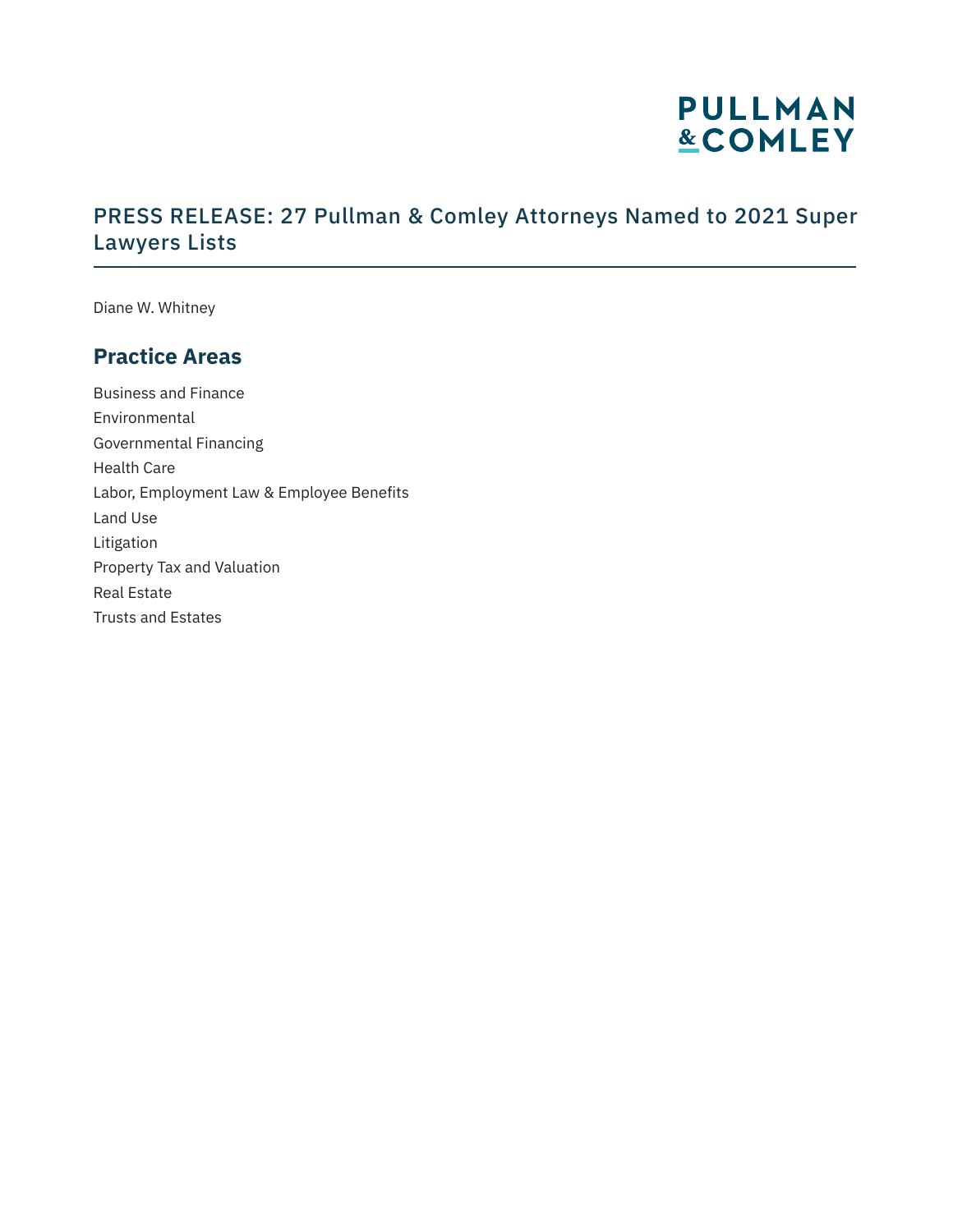# PULLMAN & COMLEY

## PRESS RELEASE: 27 Pullman & Comley Attorneys Named to 2021 Super Lawyers Lists

Diane W. Whitney

## Practice Areas

Business and Finance
Environmental
Governmental Financing
Health Care
Labor, Employment Law & Employee Benefits
Land Use
Litigation
Property Tax and Valuation
Real Estate
Trusts and Estates